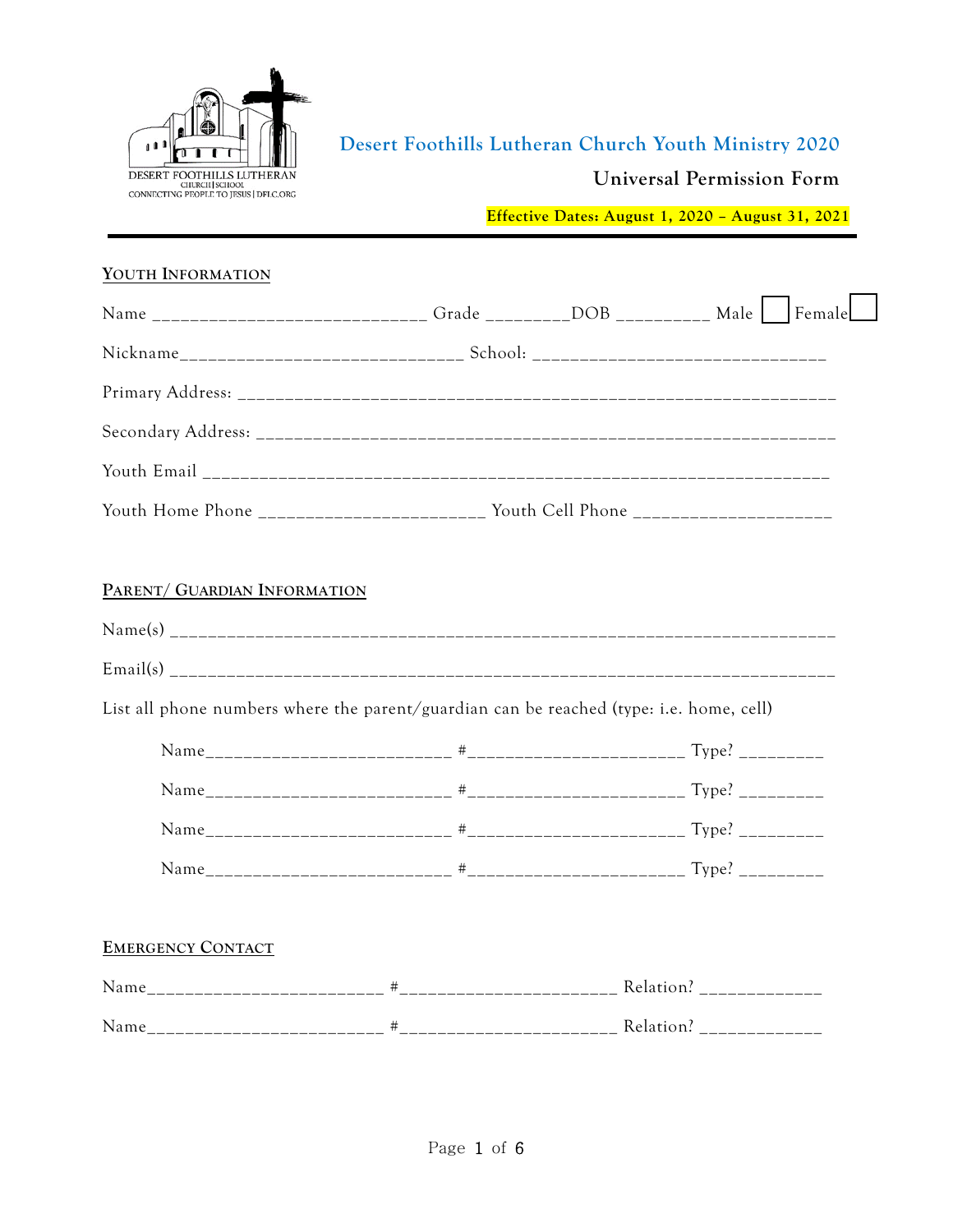DESERT FOOTHILLS LUTHERAN
CHURCH | SCHOOL
CONNECTING PEOPLE TO JESUS | DFLC.ORG

# Desert Foothills Lutheran Church Youth Ministry 2020

## Universal Permission Form

**Effective Dates: August 1, 2020 – August 31, 2021**

---

## YOUTH INFORMATION

Name ____________________________ Grade ________DOB __________ Male ☐ Female ☐

Nickname______________________________ School: ______________________________

Primary Address: ______________________________________________________________

Secondary Address: ____________________________________________________________

Youth Email __________________________________________________________________

Youth Home Phone _______________________ Youth Cell Phone ____________________

## PARENT/ GUARDIAN INFORMATION

Name(s) _____________________________________________________________________

Email(s) _____________________________________________________________________

List all phone numbers where the parent/guardian can be reached (type: i.e. home, cell)

Name_________________________ #______________________ Type? _________

Name_________________________ #______________________ Type? _________

Name_________________________ #______________________ Type? _________

Name_________________________ #______________________ Type? _________

## EMERGENCY CONTACT

Name________________________ #______________________ Relation? ____________

Name________________________ #______________________ Relation? ____________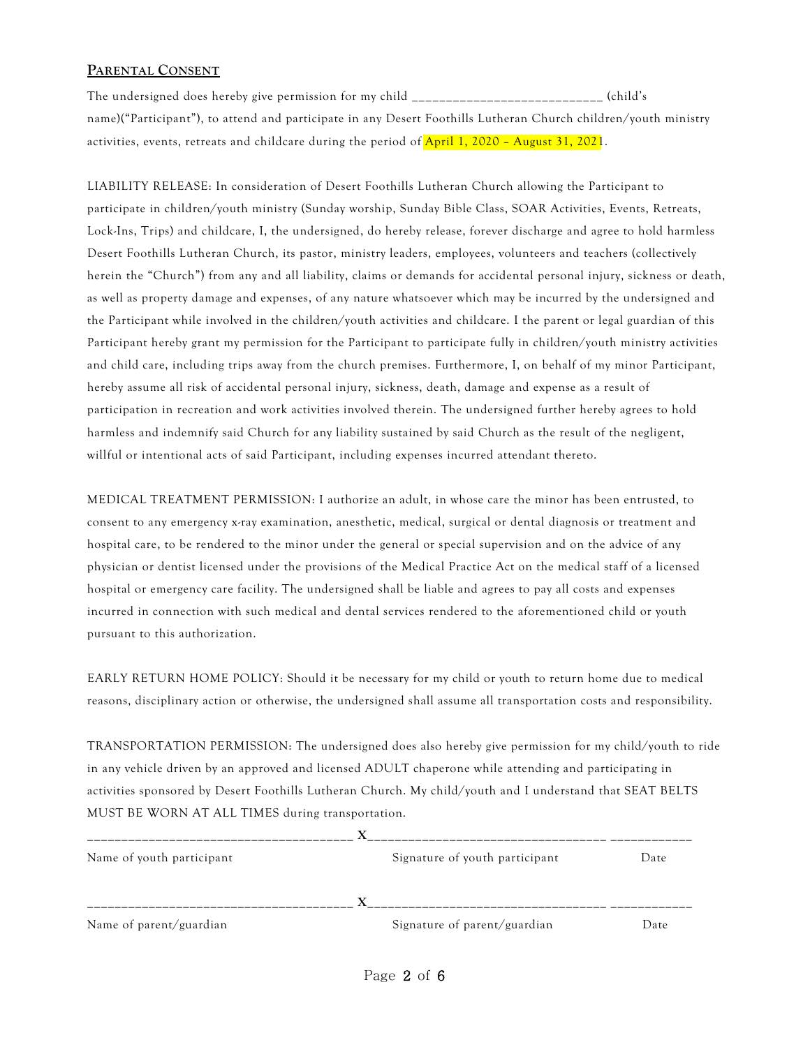## Parental Consent

The undersigned does hereby give permission for my child ____________________________ (child's name)("Participant"), to attend and participate in any Desert Foothills Lutheran Church children/youth ministry activities, events, retreats and childcare during the period of April 1, 2020 – August 31, 2021.

LIABILITY RELEASE: In consideration of Desert Foothills Lutheran Church allowing the Participant to participate in children/youth ministry (Sunday worship, Sunday Bible Class, SOAR Activities, Events, Retreats, Lock-Ins, Trips) and childcare, I, the undersigned, do hereby release, forever discharge and agree to hold harmless Desert Foothills Lutheran Church, its pastor, ministry leaders, employees, volunteers and teachers (collectively herein the "Church") from any and all liability, claims or demands for accidental personal injury, sickness or death, as well as property damage and expenses, of any nature whatsoever which may be incurred by the undersigned and the Participant while involved in the children/youth activities and childcare. I the parent or legal guardian of this Participant hereby grant my permission for the Participant to participate fully in children/youth ministry activities and child care, including trips away from the church premises. Furthermore, I, on behalf of my minor Participant, hereby assume all risk of accidental personal injury, sickness, death, damage and expense as a result of participation in recreation and work activities involved therein. The undersigned further hereby agrees to hold harmless and indemnify said Church for any liability sustained by said Church as the result of the negligent, willful or intentional acts of said Participant, including expenses incurred attendant thereto.

MEDICAL TREATMENT PERMISSION: I authorize an adult, in whose care the minor has been entrusted, to consent to any emergency x-ray examination, anesthetic, medical, surgical or dental diagnosis or treatment and hospital care, to be rendered to the minor under the general or special supervision and on the advice of any physician or dentist licensed under the provisions of the Medical Practice Act on the medical staff of a licensed hospital or emergency care facility. The undersigned shall be liable and agrees to pay all costs and expenses incurred in connection with such medical and dental services rendered to the aforementioned child or youth pursuant to this authorization.

EARLY RETURN HOME POLICY: Should it be necessary for my child or youth to return home due to medical reasons, disciplinary action or otherwise, the undersigned shall assume all transportation costs and responsibility.

TRANSPORTATION PERMISSION: The undersigned does also hereby give permission for my child/youth to ride in any vehicle driven by an approved and licensed ADULT chaperone while attending and participating in activities sponsored by Desert Foothills Lutheran Church. My child/youth and I understand that SEAT BELTS MUST BE WORN AT ALL TIMES during transportation.

_____________________________________ X_________________________________ ___________

Name of youth participant &nbsp;&nbsp;&nbsp;&nbsp;&nbsp;&nbsp;&nbsp;&nbsp;&nbsp;&nbsp;&nbsp;&nbsp; Signature of youth participant &nbsp;&nbsp;&nbsp;&nbsp;&nbsp;&nbsp;&nbsp;&nbsp; Date

_____________________________________ X_________________________________ ___________

Name of parent/guardian &nbsp;&nbsp;&nbsp;&nbsp;&nbsp;&nbsp;&nbsp;&nbsp;&nbsp;&nbsp;&nbsp;&nbsp; Signature of parent/guardian &nbsp;&nbsp;&nbsp;&nbsp;&nbsp;&nbsp;&nbsp;&nbsp; Date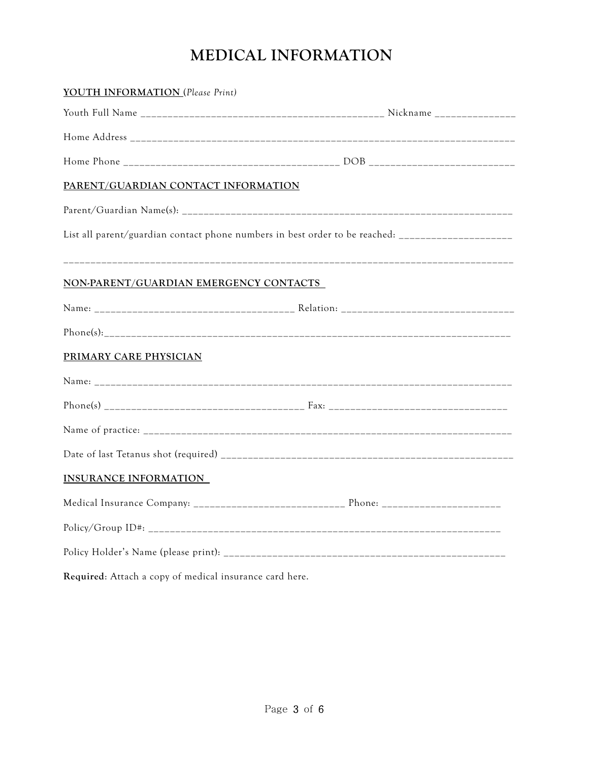# MEDICAL INFORMATION

**YOUTH INFORMATION** (*Please Print*)

Youth Full Name ______________________________________________ Nickname _______________

Home Address ___________________________________________________________________________

Home Phone _________________________________________ DOB ____________________________

**PARENT/GUARDIAN CONTACT INFORMATION**

Parent/Guardian Name(s): _______________________________________________________________

List all parent/guardian contact phone numbers in best order to be reached: _____________________

_____________________________________________________________________________________

**NON-PARENT/GUARDIAN EMERGENCY CONTACTS**

Name: ______________________________________ Relation: __________________________________

Phone(s):____________________________________________________________________________

**PRIMARY CARE PHYSICIAN**

Name: _______________________________________________________________________________

Phone(s) ____________________________________ Fax: __________________________________

Name of practice: _____________________________________________________________________

Date of last Tetanus shot (required) _____________________________________________________

**INSURANCE INFORMATION**

Medical Insurance Company: ____________________________ Phone: ______________________

Policy/Group ID#: ____________________________________________________________________

Policy Holder's Name (please print): ______________________________________________________

**Required**: Attach a copy of medical insurance card here.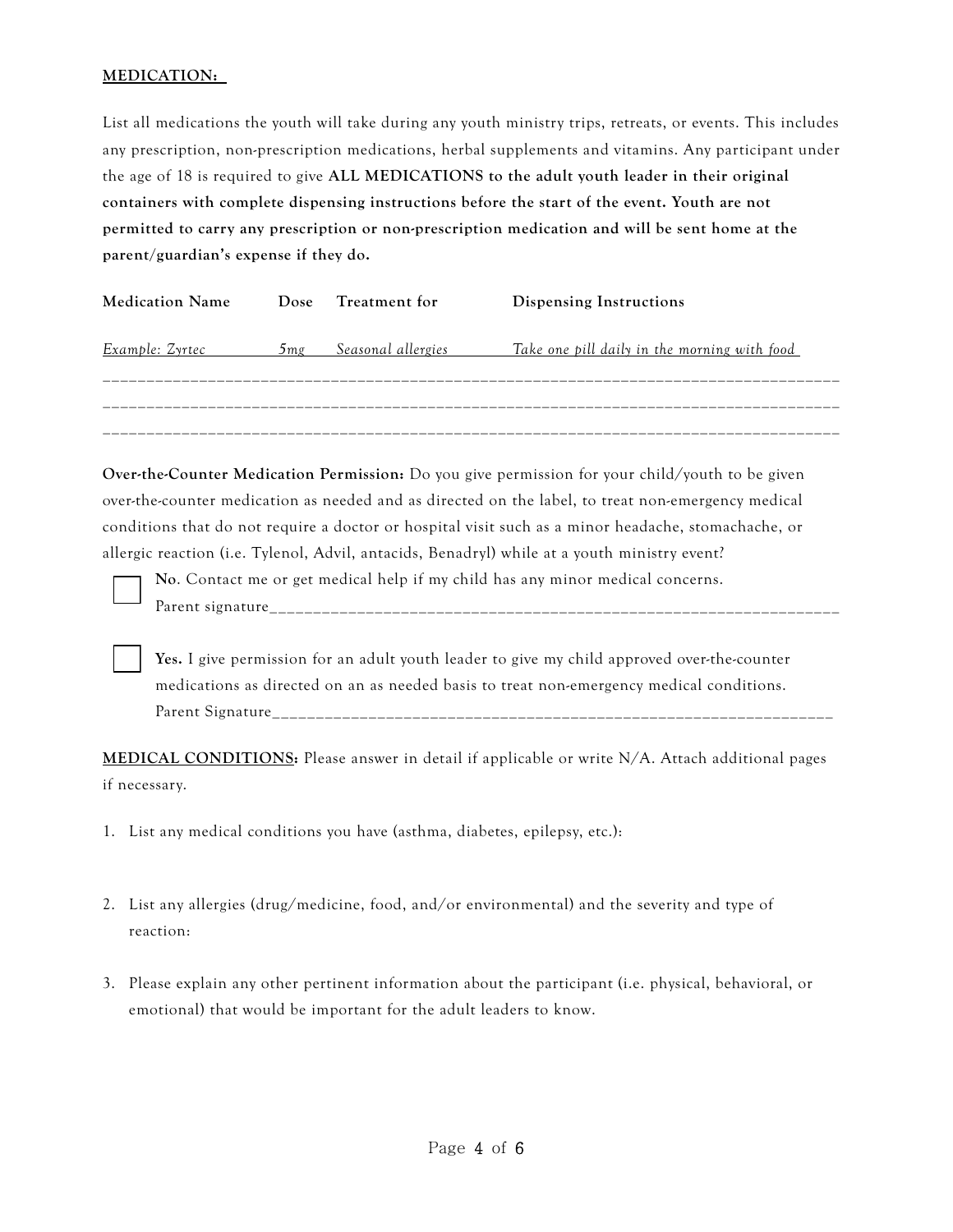**MEDICATION:**

List all medications the youth will take during any youth ministry trips, retreats, or events. This includes any prescription, non-prescription medications, herbal supplements and vitamins. Any participant under the age of 18 is required to give **ALL MEDICATIONS to the adult youth leader in their original containers with complete dispensing instructions before the start of the event. Youth are not permitted to carry any prescription or non-prescription medication and will be sent home at the parent/guardian's expense if they do.**

| Medication Name | Dose | Treatment for | Dispensing Instructions |
|---|---|---|---|
| *Example: Zyrtec* | *5mg* | *Seasonal allergies* | *Take one pill daily in the morning with food* |
| | | | |
| | | | |
| | | | |

**Over-the-Counter Medication Permission:** Do you give permission for your child/youth to be given over-the-counter medication as needed and as directed on the label, to treat non-emergency medical conditions that do not require a doctor or hospital visit such as a minor headache, stomachache, or allergic reaction (i.e. Tylenol, Advil, antacids, Benadryl) while at a youth ministry event?

☐ **No**. Contact me or get medical help if my child has any minor medical concerns.
Parent signature_______________________________________________________________

☐ **Yes.** I give permission for an adult youth leader to give my child approved over-the-counter medications as directed on an as needed basis to treat non-emergency medical conditions.
Parent Signature_______________________________________________________________

**MEDICAL CONDITIONS:** Please answer in detail if applicable or write N/A. Attach additional pages if necessary.

1. List any medical conditions you have (asthma, diabetes, epilepsy, etc.):

2. List any allergies (drug/medicine, food, and/or environmental) and the severity and type of reaction:

3. Please explain any other pertinent information about the participant (i.e. physical, behavioral, or emotional) that would be important for the adult leaders to know.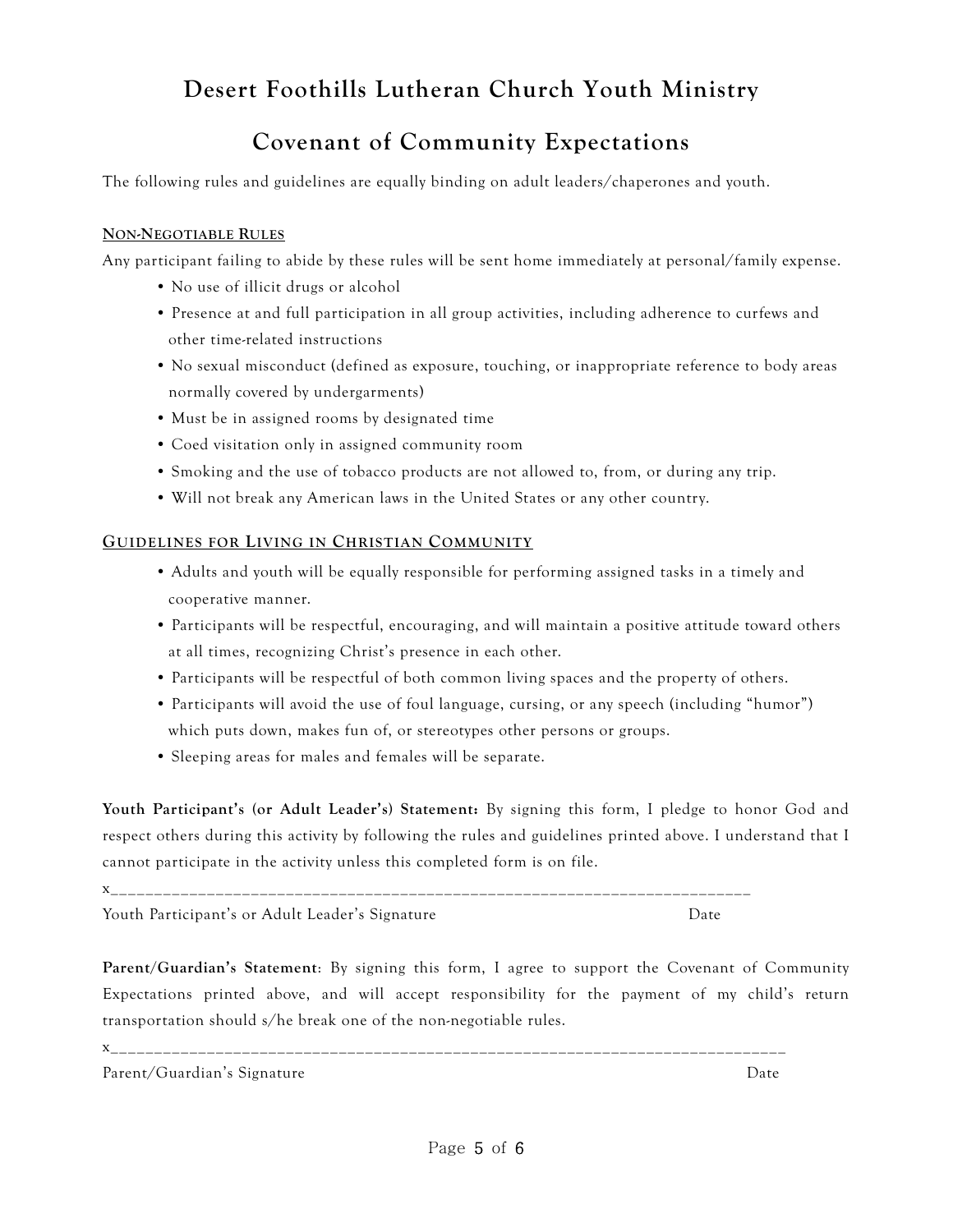# Desert Foothills Lutheran Church Youth Ministry

## Covenant of Community Expectations

The following rules and guidelines are equally binding on adult leaders/chaperones and youth.

### NON-NEGOTIABLE RULES

Any participant failing to abide by these rules will be sent home immediately at personal/family expense.

- No use of illicit drugs or alcohol
- Presence at and full participation in all group activities, including adherence to curfews and other time-related instructions
- No sexual misconduct (defined as exposure, touching, or inappropriate reference to body areas normally covered by undergarments)
- Must be in assigned rooms by designated time
- Coed visitation only in assigned community room
- Smoking and the use of tobacco products are not allowed to, from, or during any trip.
- Will not break any American laws in the United States or any other country.

### GUIDELINES FOR LIVING IN CHRISTIAN COMMUNITY

- Adults and youth will be equally responsible for performing assigned tasks in a timely and cooperative manner.
- Participants will be respectful, encouraging, and will maintain a positive attitude toward others at all times, recognizing Christ's presence in each other.
- Participants will be respectful of both common living spaces and the property of others.
- Participants will avoid the use of foul language, cursing, or any speech (including "humor") which puts down, makes fun of, or stereotypes other persons or groups.
- Sleeping areas for males and females will be separate.

**Youth Participant's (or Adult Leader's) Statement:** By signing this form, I pledge to honor God and respect others during this activity by following the rules and guidelines printed above. I understand that I cannot participate in the activity unless this completed form is on file.

x___________________________________________________________________________

Youth Participant's or Adult Leader's Signature                                        Date

**Parent/Guardian's Statement**: By signing this form, I agree to support the Covenant of Community Expectations printed above, and will accept responsibility for the payment of my child's return transportation should s/he break one of the non-negotiable rules.

x______________________________________________________________________________

Parent/Guardian's Signature                                                                      Date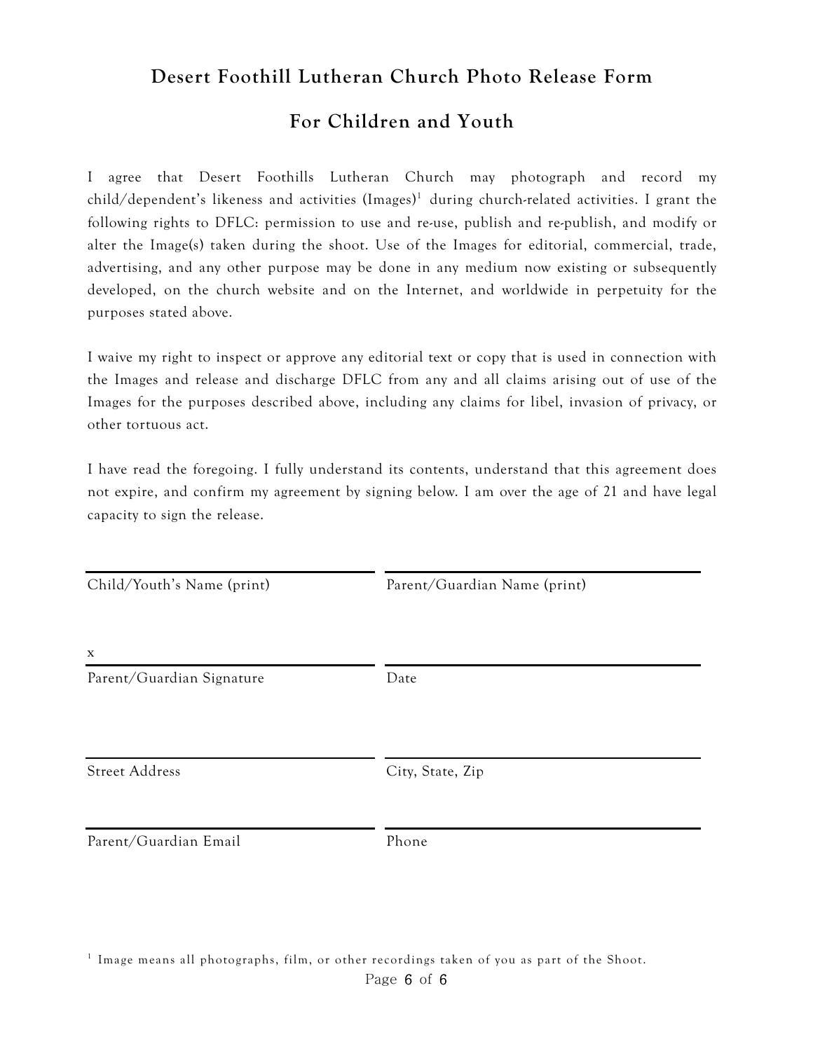## Desert Foothill Lutheran Church Photo Release Form

## For Children and Youth

I agree that Desert Foothills Lutheran Church may photograph and record my child/dependent's likeness and activities (Images)[1] during church-related activities. I grant the following rights to DFLC: permission to use and re-use, publish and re-publish, and modify or alter the Image(s) taken during the shoot. Use of the Images for editorial, commercial, trade, advertising, and any other purpose may be done in any medium now existing or subsequently developed, on the church website and on the Internet, and worldwide in perpetuity for the purposes stated above.

I waive my right to inspect or approve any editorial text or copy that is used in connection with the Images and release and discharge DFLC from any and all claims arising out of use of the Images for the purposes described above, including any claims for libel, invasion of privacy, or other tortuous act.

I have read the foregoing. I fully understand its contents, understand that this agreement does not expire, and confirm my agreement by signing below. I am over the age of 21 and have legal capacity to sign the release.

\_\_\_\_\_\_\_\_\_\_\_\_\_\_\_\_\_\_\_\_\_\_\_\_\_\_\_\_\_\_ \_\_\_\_\_\_\_\_\_\_\_\_\_\_\_\_\_\_\_\_\_\_\_\_\_\_\_\_\_\_
Child/Youth's Name (print) Parent/Guardian Name (print)

x\_\_\_\_\_\_\_\_\_\_\_\_\_\_\_\_\_\_\_\_\_\_\_\_\_\_\_\_\_ \_\_\_\_\_\_\_\_\_\_\_\_\_\_\_\_\_\_\_\_\_\_\_\_\_\_\_\_\_\_
Parent/Guardian Signature Date

\_\_\_\_\_\_\_\_\_\_\_\_\_\_\_\_\_\_\_\_\_\_\_\_\_\_\_\_\_\_ \_\_\_\_\_\_\_\_\_\_\_\_\_\_\_\_\_\_\_\_\_\_\_\_\_\_\_\_\_\_
Street Address City, State, Zip

\_\_\_\_\_\_\_\_\_\_\_\_\_\_\_\_\_\_\_\_\_\_\_\_\_\_\_\_\_\_ \_\_\_\_\_\_\_\_\_\_\_\_\_\_\_\_\_\_\_\_\_\_\_\_\_\_\_\_\_\_
Parent/Guardian Email Phone

[1] Image means all photographs, film, or other recordings taken of you as part of the Shoot.